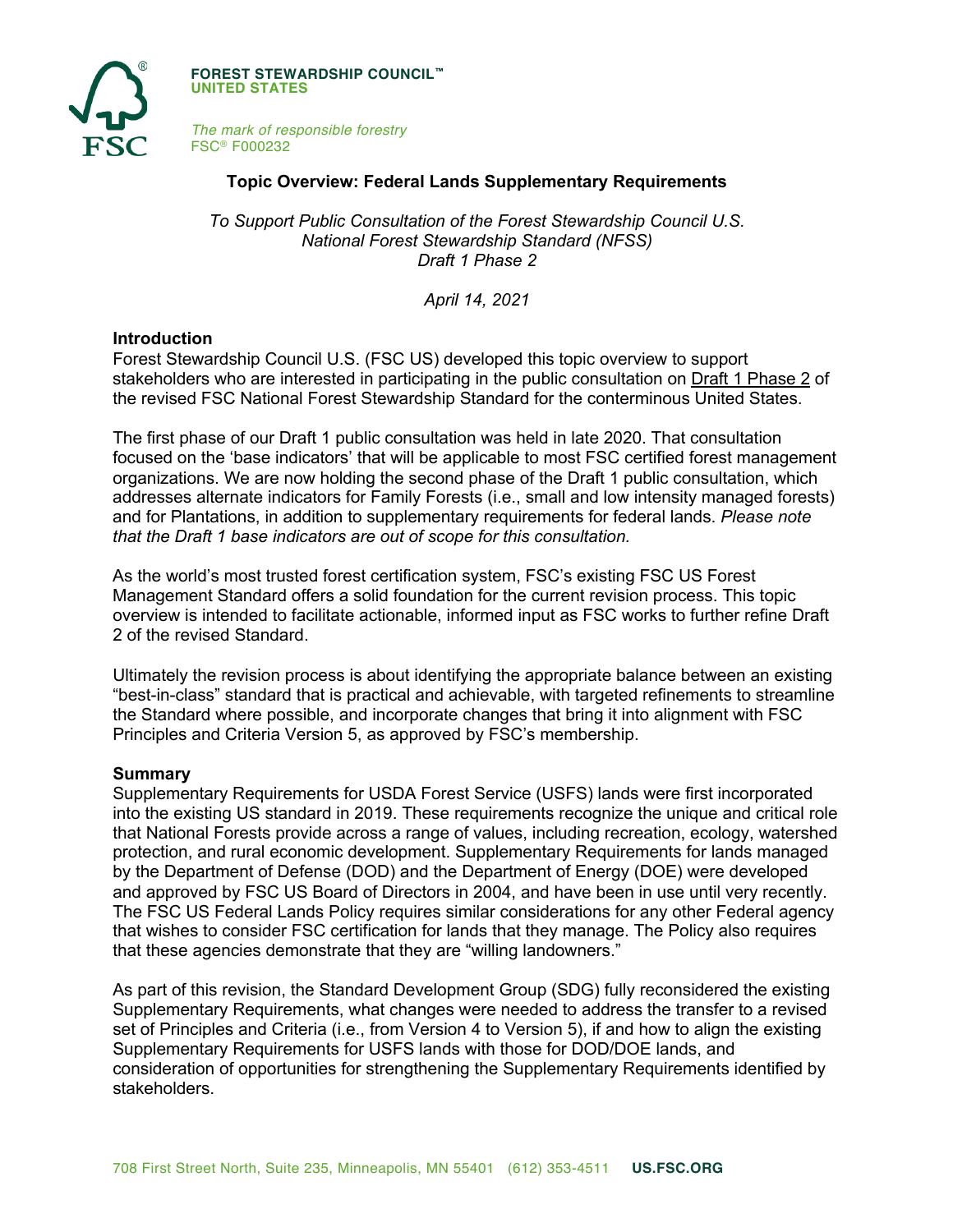**FOREST STEWARDSHIP COUNCIL™**
**UNITED STATES**

*The mark of responsible forestry*
FSC® F000232

# Topic Overview: Federal Lands Supplementary Requirements

*To Support Public Consultation of the Forest Stewardship Council U.S. National Forest Stewardship Standard (NFSS) Draft 1 Phase 2*

*April 14, 2021*

## Introduction

Forest Stewardship Council U.S. (FSC US) developed this topic overview to support stakeholders who are interested in participating in the public consultation on Draft 1 Phase 2 of the revised FSC National Forest Stewardship Standard for the conterminous United States.

The first phase of our Draft 1 public consultation was held in late 2020. That consultation focused on the 'base indicators' that will be applicable to most FSC certified forest management organizations. We are now holding the second phase of the Draft 1 public consultation, which addresses alternate indicators for Family Forests (i.e., small and low intensity managed forests) and for Plantations, in addition to supplementary requirements for federal lands. *Please note that the Draft 1 base indicators are out of scope for this consultation.*

As the world's most trusted forest certification system, FSC's existing FSC US Forest Management Standard offers a solid foundation for the current revision process. This topic overview is intended to facilitate actionable, informed input as FSC works to further refine Draft 2 of the revised Standard.

Ultimately the revision process is about identifying the appropriate balance between an existing "best-in-class" standard that is practical and achievable, with targeted refinements to streamline the Standard where possible, and incorporate changes that bring it into alignment with FSC Principles and Criteria Version 5, as approved by FSC's membership.

## Summary

Supplementary Requirements for USDA Forest Service (USFS) lands were first incorporated into the existing US standard in 2019. These requirements recognize the unique and critical role that National Forests provide across a range of values, including recreation, ecology, watershed protection, and rural economic development. Supplementary Requirements for lands managed by the Department of Defense (DOD) and the Department of Energy (DOE) were developed and approved by FSC US Board of Directors in 2004, and have been in use until very recently. The FSC US Federal Lands Policy requires similar considerations for any other Federal agency that wishes to consider FSC certification for lands that they manage. The Policy also requires that these agencies demonstrate that they are "willing landowners."

As part of this revision, the Standard Development Group (SDG) fully reconsidered the existing Supplementary Requirements, what changes were needed to address the transfer to a revised set of Principles and Criteria (i.e., from Version 4 to Version 5), if and how to align the existing Supplementary Requirements for USFS lands with those for DOD/DOE lands, and consideration of opportunities for strengthening the Supplementary Requirements identified by stakeholders.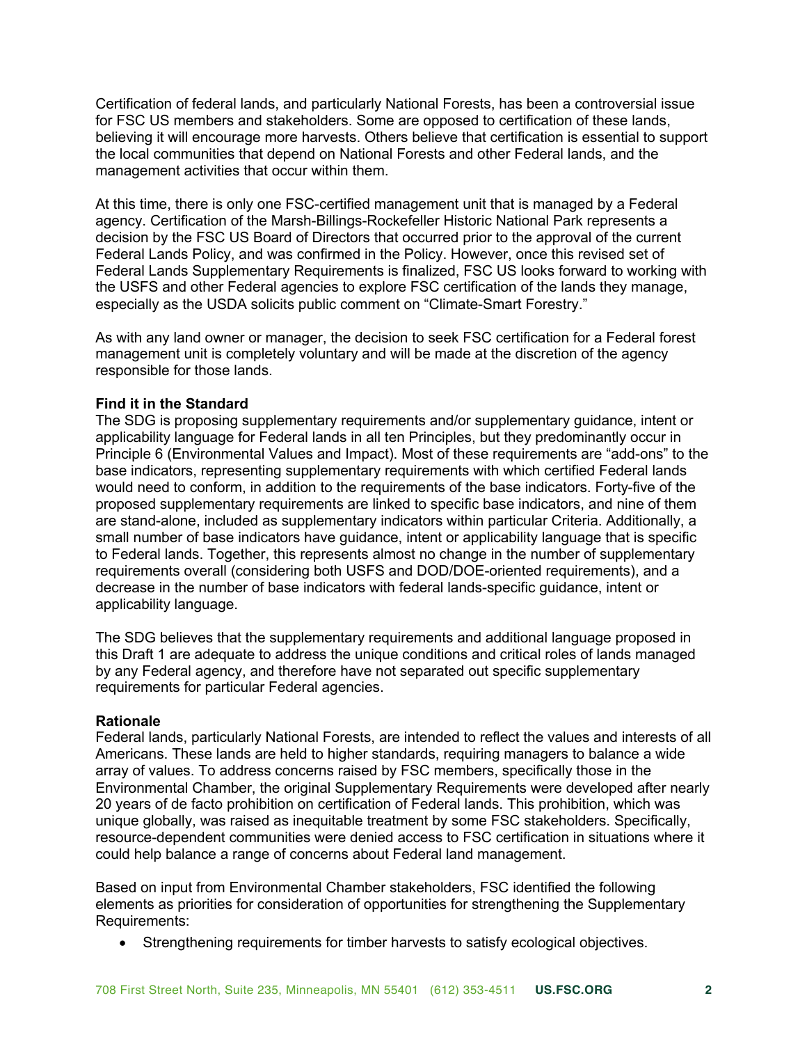Certification of federal lands, and particularly National Forests, has been a controversial issue for FSC US members and stakeholders. Some are opposed to certification of these lands, believing it will encourage more harvests. Others believe that certification is essential to support the local communities that depend on National Forests and other Federal lands, and the management activities that occur within them.

At this time, there is only one FSC-certified management unit that is managed by a Federal agency. Certification of the Marsh-Billings-Rockefeller Historic National Park represents a decision by the FSC US Board of Directors that occurred prior to the approval of the current Federal Lands Policy, and was confirmed in the Policy. However, once this revised set of Federal Lands Supplementary Requirements is finalized, FSC US looks forward to working with the USFS and other Federal agencies to explore FSC certification of the lands they manage, especially as the USDA solicits public comment on "Climate-Smart Forestry."

As with any land owner or manager, the decision to seek FSC certification for a Federal forest management unit is completely voluntary and will be made at the discretion of the agency responsible for those lands.

**Find it in the Standard**

The SDG is proposing supplementary requirements and/or supplementary guidance, intent or applicability language for Federal lands in all ten Principles, but they predominantly occur in Principle 6 (Environmental Values and Impact). Most of these requirements are "add-ons" to the base indicators, representing supplementary requirements with which certified Federal lands would need to conform, in addition to the requirements of the base indicators. Forty-five of the proposed supplementary requirements are linked to specific base indicators, and nine of them are stand-alone, included as supplementary indicators within particular Criteria. Additionally, a small number of base indicators have guidance, intent or applicability language that is specific to Federal lands. Together, this represents almost no change in the number of supplementary requirements overall (considering both USFS and DOD/DOE-oriented requirements), and a decrease in the number of base indicators with federal lands-specific guidance, intent or applicability language.

The SDG believes that the supplementary requirements and additional language proposed in this Draft 1 are adequate to address the unique conditions and critical roles of lands managed by any Federal agency, and therefore have not separated out specific supplementary requirements for particular Federal agencies.

**Rationale**

Federal lands, particularly National Forests, are intended to reflect the values and interests of all Americans. These lands are held to higher standards, requiring managers to balance a wide array of values. To address concerns raised by FSC members, specifically those in the Environmental Chamber, the original Supplementary Requirements were developed after nearly 20 years of de facto prohibition on certification of Federal lands. This prohibition, which was unique globally, was raised as inequitable treatment by some FSC stakeholders. Specifically, resource-dependent communities were denied access to FSC certification in situations where it could help balance a range of concerns about Federal land management.

Based on input from Environmental Chamber stakeholders, FSC identified the following elements as priorities for consideration of opportunities for strengthening the Supplementary Requirements:

- Strengthening requirements for timber harvests to satisfy ecological objectives.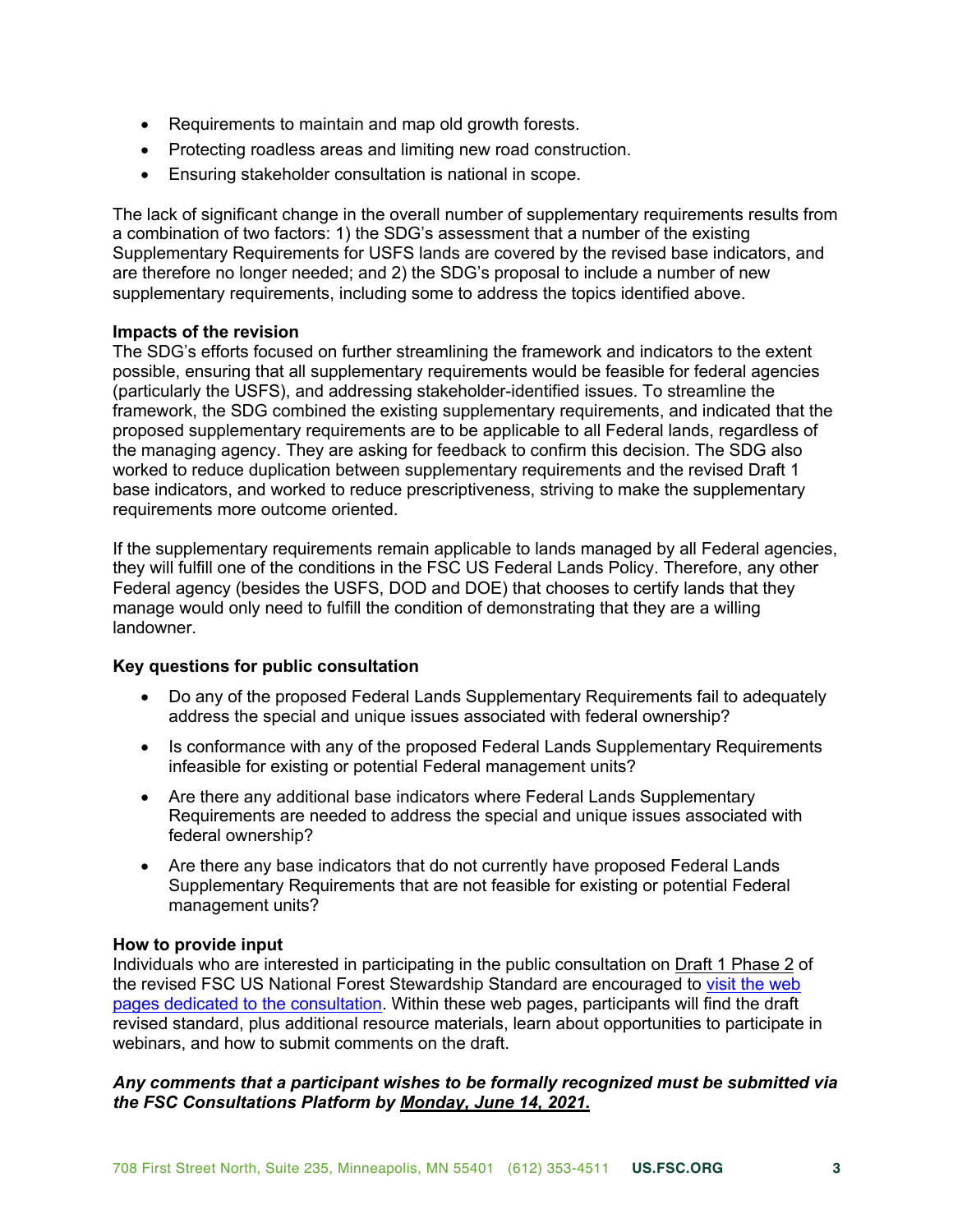- Requirements to maintain and map old growth forests.
- Protecting roadless areas and limiting new road construction.
- Ensuring stakeholder consultation is national in scope.

The lack of significant change in the overall number of supplementary requirements results from a combination of two factors: 1) the SDG's assessment that a number of the existing Supplementary Requirements for USFS lands are covered by the revised base indicators, and are therefore no longer needed; and 2) the SDG's proposal to include a number of new supplementary requirements, including some to address the topics identified above.

**Impacts of the revision**

The SDG's efforts focused on further streamlining the framework and indicators to the extent possible, ensuring that all supplementary requirements would be feasible for federal agencies (particularly the USFS), and addressing stakeholder-identified issues. To streamline the framework, the SDG combined the existing supplementary requirements, and indicated that the proposed supplementary requirements are to be applicable to all Federal lands, regardless of the managing agency. They are asking for feedback to confirm this decision. The SDG also worked to reduce duplication between supplementary requirements and the revised Draft 1 base indicators, and worked to reduce prescriptiveness, striving to make the supplementary requirements more outcome oriented.

If the supplementary requirements remain applicable to lands managed by all Federal agencies, they will fulfill one of the conditions in the FSC US Federal Lands Policy. Therefore, any other Federal agency (besides the USFS, DOD and DOE) that chooses to certify lands that they manage would only need to fulfill the condition of demonstrating that they are a willing landowner.

**Key questions for public consultation**

- Do any of the proposed Federal Lands Supplementary Requirements fail to adequately address the special and unique issues associated with federal ownership?
- Is conformance with any of the proposed Federal Lands Supplementary Requirements infeasible for existing or potential Federal management units?
- Are there any additional base indicators where Federal Lands Supplementary Requirements are needed to address the special and unique issues associated with federal ownership?
- Are there any base indicators that do not currently have proposed Federal Lands Supplementary Requirements that are not feasible for existing or potential Federal management units?

**How to provide input**

Individuals who are interested in participating in the public consultation on Draft 1 Phase 2 of the revised FSC US National Forest Stewardship Standard are encouraged to visit the web pages dedicated to the consultation. Within these web pages, participants will find the draft revised standard, plus additional resource materials, learn about opportunities to participate in webinars, and how to submit comments on the draft.

***Any comments that a participant wishes to be formally recognized must be submitted via the FSC Consultations Platform by Monday, June 14, 2021.***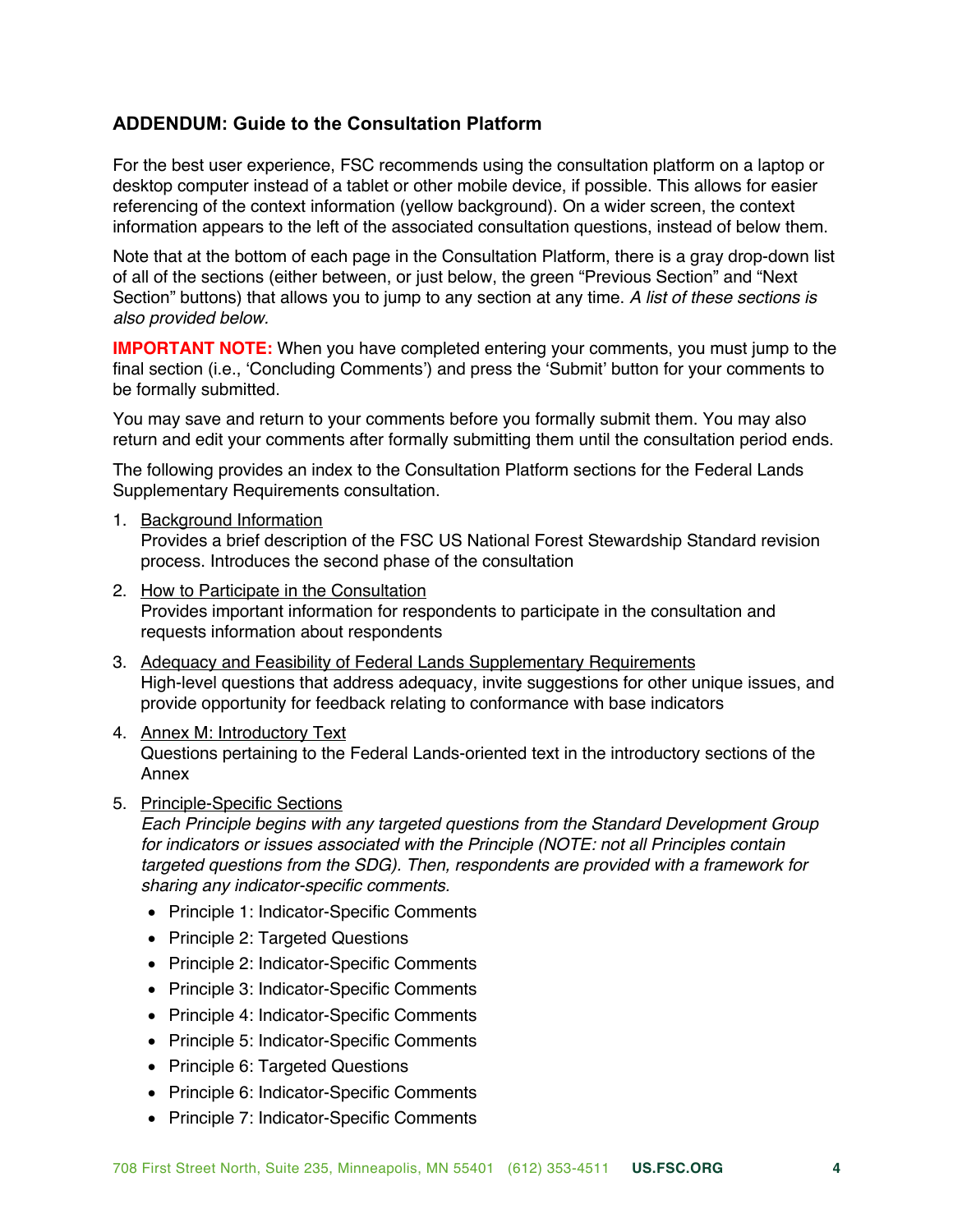## ADDENDUM: Guide to the Consultation Platform

For the best user experience, FSC recommends using the consultation platform on a laptop or desktop computer instead of a tablet or other mobile device, if possible. This allows for easier referencing of the context information (yellow background). On a wider screen, the context information appears to the left of the associated consultation questions, instead of below them.

Note that at the bottom of each page in the Consultation Platform, there is a gray drop-down list of all of the sections (either between, or just below, the green "Previous Section" and "Next Section" buttons) that allows you to jump to any section at any time. *A list of these sections is also provided below.*

**IMPORTANT NOTE:** When you have completed entering your comments, you must jump to the final section (i.e., 'Concluding Comments') and press the 'Submit' button for your comments to be formally submitted.

You may save and return to your comments before you formally submit them. You may also return and edit your comments after formally submitting them until the consultation period ends.

The following provides an index to the Consultation Platform sections for the Federal Lands Supplementary Requirements consultation.

1. Background Information
   Provides a brief description of the FSC US National Forest Stewardship Standard revision process. Introduces the second phase of the consultation
2. How to Participate in the Consultation
   Provides important information for respondents to participate in the consultation and requests information about respondents
3. Adequacy and Feasibility of Federal Lands Supplementary Requirements
   High-level questions that address adequacy, invite suggestions for other unique issues, and provide opportunity for feedback relating to conformance with base indicators
4. Annex M: Introductory Text
   Questions pertaining to the Federal Lands-oriented text in the introductory sections of the Annex
5. Principle-Specific Sections
   *Each Principle begins with any targeted questions from the Standard Development Group for indicators or issues associated with the Principle (NOTE: not all Principles contain targeted questions from the SDG). Then, respondents are provided with a framework for sharing any indicator-specific comments.*
   - Principle 1: Indicator-Specific Comments
   - Principle 2: Targeted Questions
   - Principle 2: Indicator-Specific Comments
   - Principle 3: Indicator-Specific Comments
   - Principle 4: Indicator-Specific Comments
   - Principle 5: Indicator-Specific Comments
   - Principle 6: Targeted Questions
   - Principle 6: Indicator-Specific Comments
   - Principle 7: Indicator-Specific Comments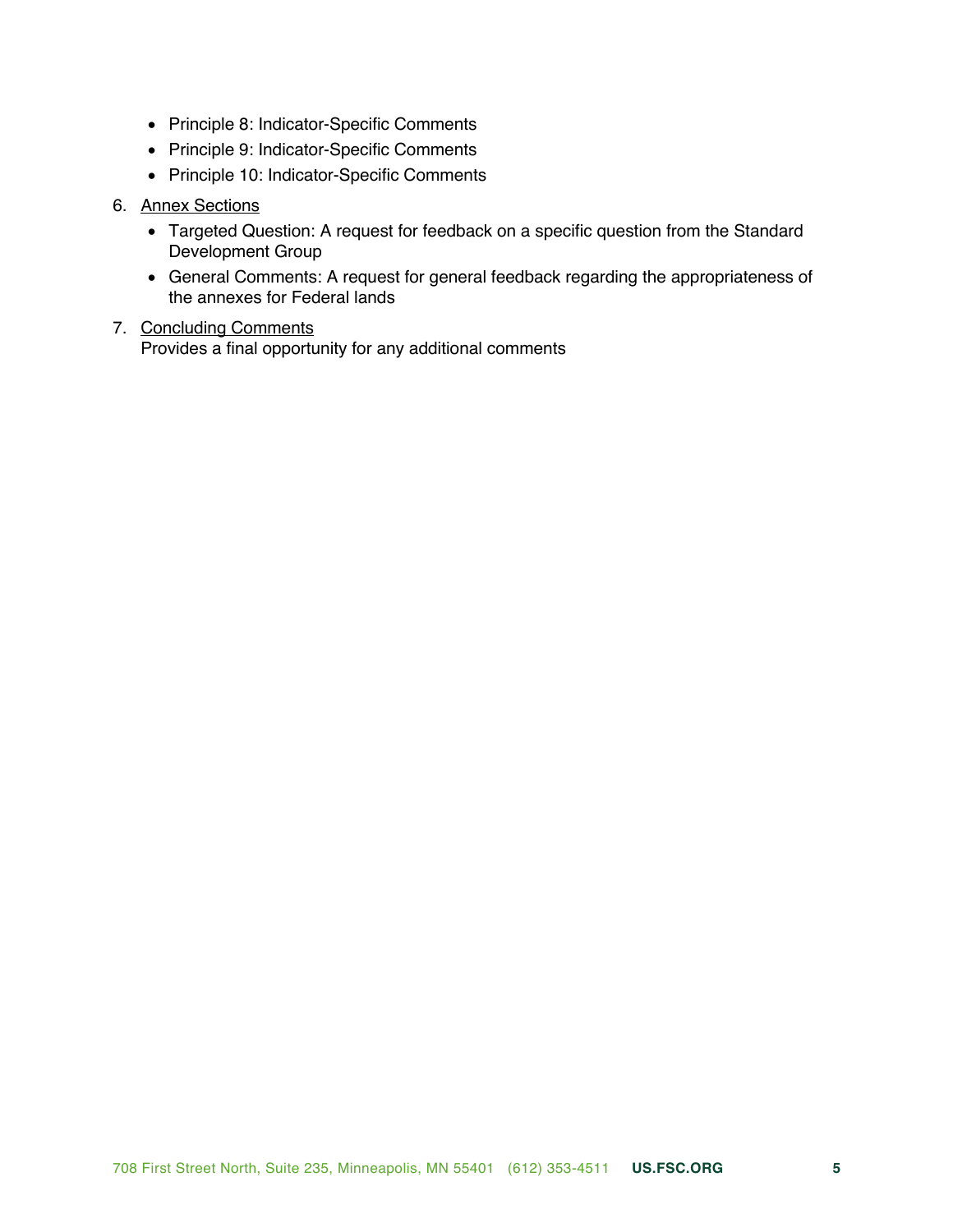- Principle 8: Indicator-Specific Comments
- Principle 9: Indicator-Specific Comments
- Principle 10: Indicator-Specific Comments

6. Annex Sections
   - Targeted Question: A request for feedback on a specific question from the Standard Development Group
   - General Comments: A request for general feedback regarding the appropriateness of the annexes for Federal lands
7. Concluding Comments
   Provides a final opportunity for any additional comments